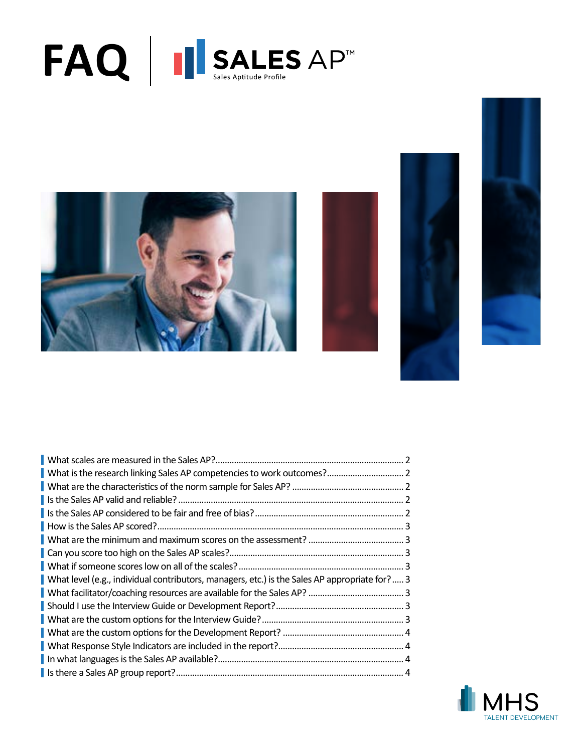# FAQ | SALES AP™

Sales Aptitude Profile

- What scales are measured in the Sales AP? ........ 2
- What is the research linking Sales AP competencies to work outcomes? ........ 2
- What are the characteristics of the norm sample for Sales AP? ........ 2
- Is the Sales AP valid and reliable? ........ 2
- Is the Sales AP considered to be fair and free of bias? ........ 2
- How is the Sales AP scored? ........ 3
- What are the minimum and maximum scores on the assessment? ........ 3
- Can you score too high on the Sales AP scales? ........ 3
- What if someone scores low on all of the scales? ........ 3
- What level (e.g., individual contributors, managers, etc.) is the Sales AP appropriate for? ........ 3
- What facilitator/coaching resources are available for the Sales AP? ........ 3
- Should I use the Interview Guide or Development Report? ........ 3
- What are the custom options for the Interview Guide? ........ 3
- What are the custom options for the Development Report? ........ 4
- What Response Style Indicators are included in the report? ........ 4
- In what languages is the Sales AP available? ........ 4
- Is there a Sales AP group report? ........ 4

MHS TALENT DEVELOPMENT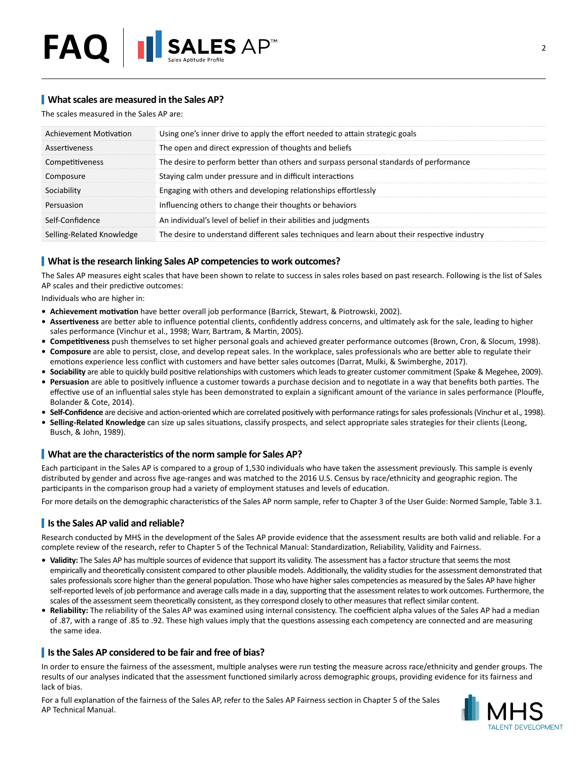## What scales are measured in the Sales AP?

The scales measured in the Sales AP are:

| Scale | Description |
|---|---|
| Achievement Motivation | Using one's inner drive to apply the effort needed to attain strategic goals |
| Assertiveness | The open and direct expression of thoughts and beliefs |
| Competitiveness | The desire to perform better than others and surpass personal standards of performance |
| Composure | Staying calm under pressure and in difficult interactions |
| Sociability | Engaging with others and developing relationships effortlessly |
| Persuasion | Influencing others to change their thoughts or behaviors |
| Self-Confidence | An individual's level of belief in their abilities and judgments |
| Selling-Related Knowledge | The desire to understand different sales techniques and learn about their respective industry |

## What is the research linking Sales AP competencies to work outcomes?

The Sales AP measures eight scales that have been shown to relate to success in sales roles based on past research. Following is the list of Sales AP scales and their predictive outcomes:

Individuals who are higher in:

- **Achievement motivation** have better overall job performance (Barrick, Stewart, & Piotrowski, 2002).
- **Assertiveness** are better able to influence potential clients, confidently address concerns, and ultimately ask for the sale, leading to higher sales performance (Vinchur et al., 1998; Warr, Bartram, & Martin, 2005).
- **Competitiveness** push themselves to set higher personal goals and achieved greater performance outcomes (Brown, Cron, & Slocum, 1998).
- **Composure** are able to persist, close, and develop repeat sales. In the workplace, sales professionals who are better able to regulate their emotions experience less conflict with customers and have better sales outcomes (Darrat, Mulki, & Swimberghe, 2017).
- **Sociability** are able to quickly build positive relationships with customers which leads to greater customer commitment (Spake & Megehee, 2009).
- **Persuasion** are able to positively influence a customer towards a purchase decision and to negotiate in a way that benefits both parties. The effective use of an influential sales style has been demonstrated to explain a significant amount of the variance in sales performance (Plouffe, Bolander & Cote, 2014).
- **Self-Confidence** are decisive and action-oriented which are correlated positively with performance ratings for sales professionals (Vinchur et al., 1998).
- **Selling-Related Knowledge** can size up sales situations, classify prospects, and select appropriate sales strategies for their clients (Leong, Busch, & John, 1989).

## What are the characteristics of the norm sample for Sales AP?

Each participant in the Sales AP is compared to a group of 1,530 individuals who have taken the assessment previously. This sample is evenly distributed by gender and across five age-ranges and was matched to the 2016 U.S. Census by race/ethnicity and geographic region. The participants in the comparison group had a variety of employment statuses and levels of education.

For more details on the demographic characteristics of the Sales AP norm sample, refer to Chapter 3 of the User Guide: Normed Sample, Table 3.1.

## Is the Sales AP valid and reliable?

Research conducted by MHS in the development of the Sales AP provide evidence that the assessment results are both valid and reliable. For a complete review of the research, refer to Chapter 5 of the Technical Manual: Standardization, Reliability, Validity and Fairness.

- **Validity:** The Sales AP has multiple sources of evidence that support its validity. The assessment has a factor structure that seems the most empirically and theoretically consistent compared to other plausible models. Additionally, the validity studies for the assessment demonstrated that sales professionals score higher than the general population. Those who have higher sales competencies as measured by the Sales AP have higher self-reported levels of job performance and average calls made in a day, supporting that the assessment relates to work outcomes. Furthermore, the scales of the assessment seem theoretically consistent, as they correspond closely to other measures that reflect similar content.
- **Reliability:** The reliability of the Sales AP was examined using internal consistency. The coefficient alpha values of the Sales AP had a median of .87, with a range of .85 to .92. These high values imply that the questions assessing each competency are connected and are measuring the same idea.

## Is the Sales AP considered to be fair and free of bias?

In order to ensure the fairness of the assessment, multiple analyses were run testing the measure across race/ethnicity and gender groups. The results of our analyses indicated that the assessment functioned similarly across demographic groups, providing evidence for its fairness and lack of bias.

For a full explanation of the fairness of the Sales AP, refer to the Sales AP Fairness section in Chapter 5 of the Sales AP Technical Manual.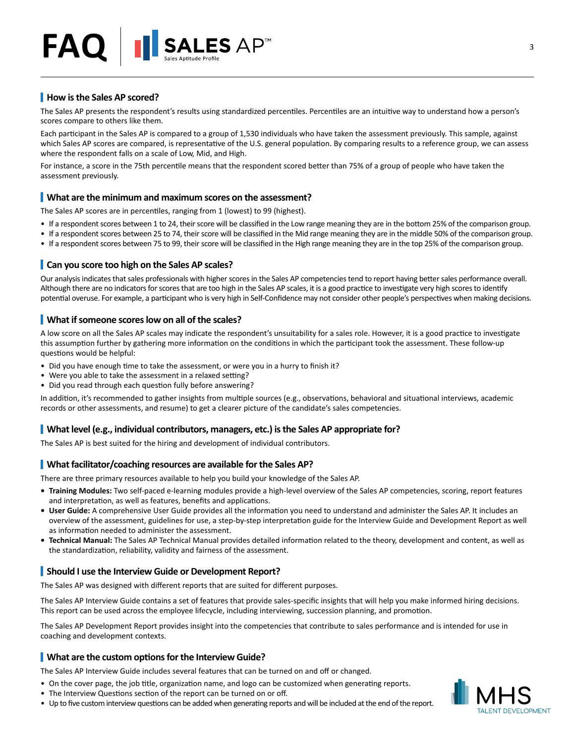## How is the Sales AP scored?

The Sales AP presents the respondent's results using standardized percentiles. Percentiles are an intuitive way to understand how a person's scores compare to others like them.

Each participant in the Sales AP is compared to a group of 1,530 individuals who have taken the assessment previously. This sample, against which Sales AP scores are compared, is representative of the U.S. general population. By comparing results to a reference group, we can assess where the respondent falls on a scale of Low, Mid, and High.

For instance, a score in the 75th percentile means that the respondent scored better than 75% of a group of people who have taken the assessment previously.

## What are the minimum and maximum scores on the assessment?

The Sales AP scores are in percentiles, ranging from 1 (lowest) to 99 (highest).

- If a respondent scores between 1 to 24, their score will be classified in the Low range meaning they are in the bottom 25% of the comparison group.
- If a respondent scores between 25 to 74, their score will be classified in the Mid range meaning they are in the middle 50% of the comparison group.
- If a respondent scores between 75 to 99, their score will be classified in the High range meaning they are in the top 25% of the comparison group.

## Can you score too high on the Sales AP scales?

Our analysis indicates that sales professionals with higher scores in the Sales AP competencies tend to report having better sales performance overall. Although there are no indicators for scores that are too high in the Sales AP scales, it is a good practice to investigate very high scores to identify potential overuse. For example, a participant who is very high in Self-Confidence may not consider other people's perspectives when making decisions.

## What if someone scores low on all of the scales?

A low score on all the Sales AP scales may indicate the respondent's unsuitability for a sales role. However, it is a good practice to investigate this assumption further by gathering more information on the conditions in which the participant took the assessment. These follow-up questions would be helpful:

- Did you have enough time to take the assessment, or were you in a hurry to finish it?
- Were you able to take the assessment in a relaxed setting?
- Did you read through each question fully before answering?

In addition, it's recommended to gather insights from multiple sources (e.g., observations, behavioral and situational interviews, academic records or other assessments, and resume) to get a clearer picture of the candidate's sales competencies.

## What level (e.g., individual contributors, managers, etc.) is the Sales AP appropriate for?

The Sales AP is best suited for the hiring and development of individual contributors.

## What facilitator/coaching resources are available for the Sales AP?

There are three primary resources available to help you build your knowledge of the Sales AP.

- **Training Modules:** Two self-paced e-learning modules provide a high-level overview of the Sales AP competencies, scoring, report features and interpretation, as well as features, benefits and applications.
- **User Guide:** A comprehensive User Guide provides all the information you need to understand and administer the Sales AP. It includes an overview of the assessment, guidelines for use, a step-by-step interpretation guide for the Interview Guide and Development Report as well as information needed to administer the assessment.
- **Technical Manual:** The Sales AP Technical Manual provides detailed information related to the theory, development and content, as well as the standardization, reliability, validity and fairness of the assessment.

## Should I use the Interview Guide or Development Report?

The Sales AP was designed with different reports that are suited for different purposes.

The Sales AP Interview Guide contains a set of features that provide sales-specific insights that will help you make informed hiring decisions. This report can be used across the employee lifecycle, including interviewing, succession planning, and promotion.

The Sales AP Development Report provides insight into the competencies that contribute to sales performance and is intended for use in coaching and development contexts.

## What are the custom options for the Interview Guide?

The Sales AP Interview Guide includes several features that can be turned on and off or changed.

- On the cover page, the job title, organization name, and logo can be customized when generating reports.
- The Interview Questions section of the report can be turned on or off.
- Up to five custom interview questions can be added when generating reports and will be included at the end of the report.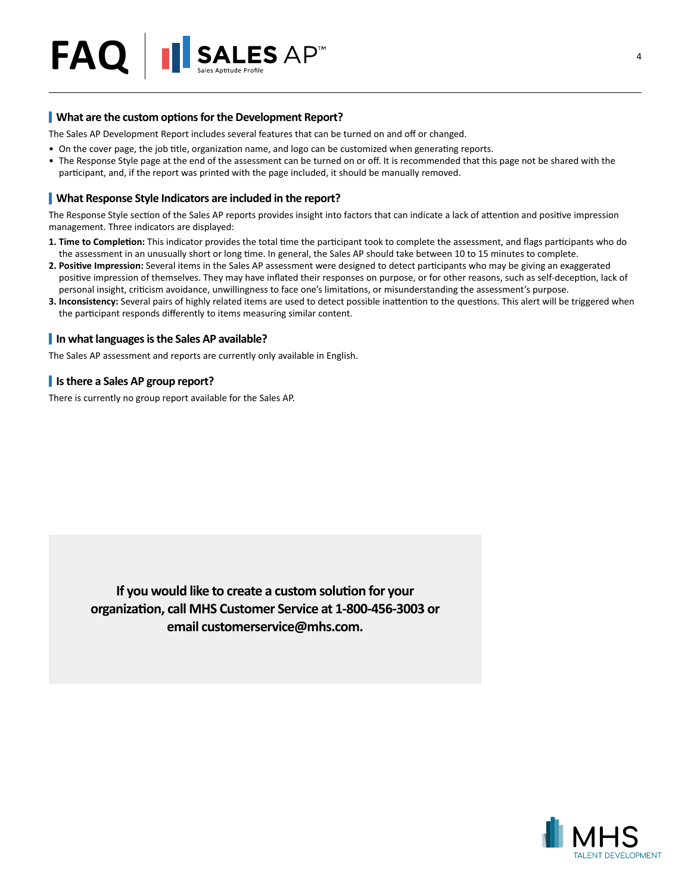### What are the custom options for the Development Report?

The Sales AP Development Report includes several features that can be turned on and off or changed.

- On the cover page, the job title, organization name, and logo can be customized when generating reports.
- The Response Style page at the end of the assessment can be turned on or off. It is recommended that this page not be shared with the participant, and, if the report was printed with the page included, it should be manually removed.

### What Response Style Indicators are included in the report?

The Response Style section of the Sales AP reports provides insight into factors that can indicate a lack of attention and positive impression management. Three indicators are displayed:

1. **Time to Completion:** This indicator provides the total time the participant took to complete the assessment, and flags participants who do the assessment in an unusually short or long time. In general, the Sales AP should take between 10 to 15 minutes to complete.
2. **Positive Impression:** Several items in the Sales AP assessment were designed to detect participants who may be giving an exaggerated positive impression of themselves. They may have inflated their responses on purpose, or for other reasons, such as self-deception, lack of personal insight, criticism avoidance, unwillingness to face one's limitations, or misunderstanding the assessment's purpose.
3. **Inconsistency:** Several pairs of highly related items are used to detect possible inattention to the questions. This alert will be triggered when the participant responds differently to items measuring similar content.

### In what languages is the Sales AP available?

The Sales AP assessment and reports are currently only available in English.

### Is there a Sales AP group report?

There is currently no group report available for the Sales AP.

**If you would like to create a custom solution for your organization, call MHS Customer Service at 1-800-456-3003 or email customerservice@mhs.com.**